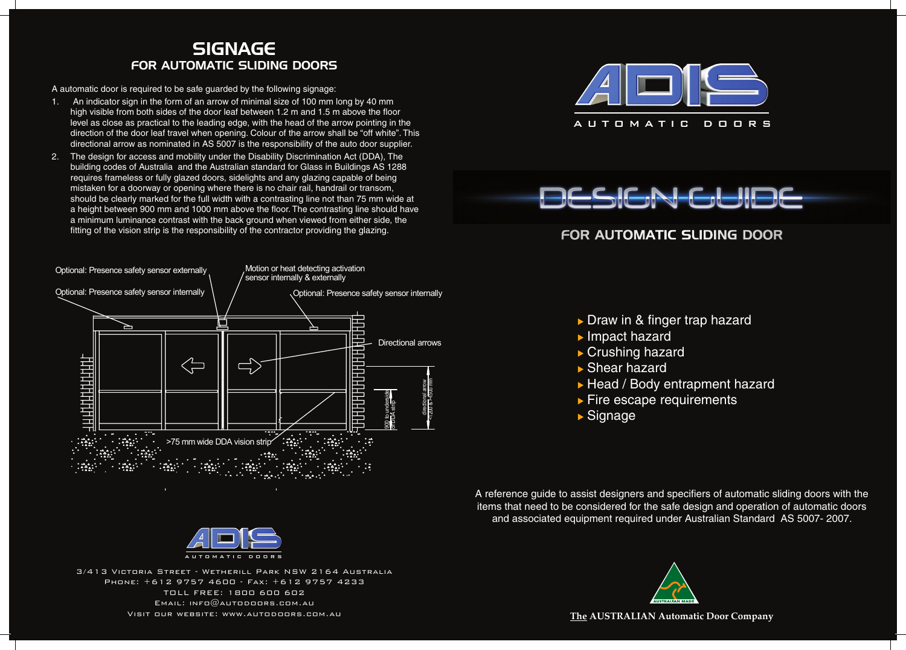## SIGNAGE
### FOR AUTOMATIC SLIDING DOORS

A automatic door is required to be safe guarded by the following signage:

1. An indicator sign in the form of an arrow of minimal size of 100 mm long by 40 mm high visible from both sides of the door leaf between 1.2 m and 1.5 m above the floor level as close as practical to the leading edge, with the head of the arrow pointing in the direction of the door leaf travel when opening. Colour of the arrow shall be "off white". This directional arrow as nominated in AS 5007 is the responsibility of the auto door supplier.
2. The design for access and mobility under the Disability Discrimination Act (DDA), The building codes of Australia and the Australian standard for Glass in Buildings AS 1288 requires frameless or fully glazed doors, sidelights and any glazing capable of being mistaken for a doorway or opening where there is no chair rail, handrail or transom, should be clearly marked for the full width with a contrasting line not than 75 mm wide at a height between 900 mm and 1000 mm above the floor. The contrasting line should have a minimum luminance contrast with the back ground when viewed from either side, the fitting of the vision strip is the responsibility of the contractor providing the glazing.

Optional: Presence safety sensor externally

Optional: Presence safety sensor internally

Motion or heat detecting activation sensor internally & externally

Optional: Presence safety sensor internally

Directional arrows

900 to underside of DDA strip

directional arrow 1200 to 1500 mm

>75 mm wide DDA vision strip

ADIS AUTOMATIC DOORS

3/413 Victoria Street - Wetherill Park NSW 2164 Australia
Phone: +612 9757 4600 - Fax: +612 9757 4233
TOLL FREE: 1800 600 602
Email: info@autodoors.com.au
Visit our website: www.autodoors.com.au

ADIS AUTOMATIC DOORS

# DESIGN GUIDE

### FOR AUTOMATIC SLIDING DOOR

- Draw in & finger trap hazard
- Impact hazard
- Crushing hazard
- Shear hazard
- Head / Body entrapment hazard
- Fire escape requirements
- Signage

A reference guide to assist designers and specifiers of automatic sliding doors with the items that need to be considered for the safe design and operation of automatic doors and associated equipment required under Australian Standard AS 5007- 2007.

AUSTRALIAN MADE

**The AUSTRALIAN Automatic Door Company**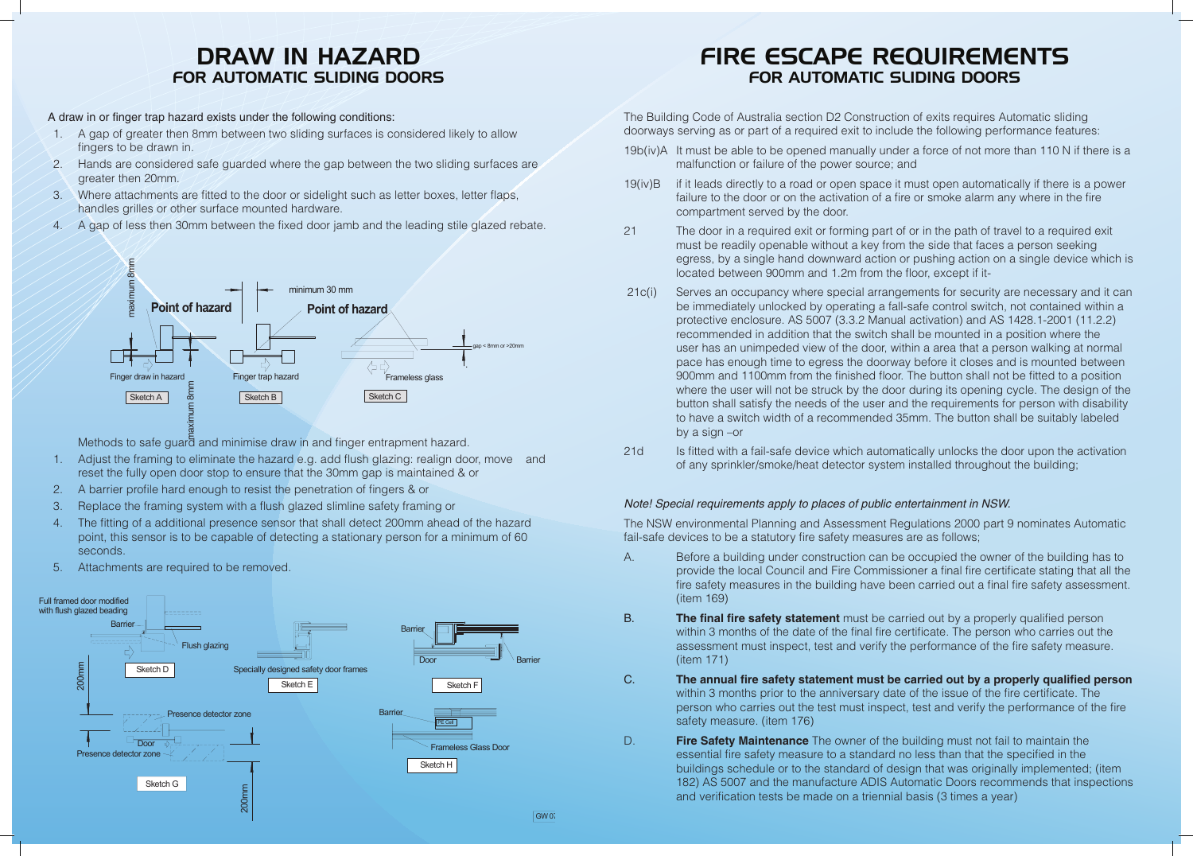# DRAW IN HAZARD
## FOR AUTOMATIC SLIDING DOORS

A draw in or finger trap hazard exists under the following conditions:

1. A gap of greater then 8mm between two sliding surfaces is considered likely to allow fingers to be drawn in.
2. Hands are considered safe guarded where the gap between the two sliding surfaces are greater then 20mm.
3. Where attachments are fitted to the door or sidelight such as letter boxes, letter flaps, handles grilles or other surface mounted hardware.
4. A gap of less then 30mm between the fixed door jamb and the leading stile glazed rebate.

maximum 8mm
Point of hazard
minimum 30 mm
Point of hazard
gap < 8mm or >20mm
Finger draw in hazard
Finger trap hazard
Frameless glass
Sketch A
Sketch B
Sketch C
maximum 8mm

Methods to safe guard and minimise draw in and finger entrapment hazard.

1. Adjust the framing to eliminate the hazard e.g. add flush glazing: realign door, move and reset the fully open door stop to ensure that the 30mm gap is maintained & or
2. A barrier profile hard enough to resist the penetration of fingers & or
3. Replace the framing system with a flush glazed slimline safety framing or
4. The fitting of a additional presence sensor that shall detect 200mm ahead of the hazard point, this sensor is to be capable of detecting a stationary person for a minimum of 60 seconds.
5. Attachments are required to be removed.

Full framed door modified with flush glazed beading
Barrier
Flush glazing
200mm
Sketch D
Specially designed safety door frames
Sketch E
Barrier
Door
Barrier
Sketch F
Presence detector zone
Door
Presence detector zone
Sketch G
200mm
Barrier
PE Cell
Frameless Glass Door
Sketch H

# FIRE ESCAPE REQUIREMENTS
## FOR AUTOMATIC SLIDING DOORS

The Building Code of Australia section D2 Construction of exits requires Automatic sliding doorways serving as or part of a required exit to include the following performance features:

19b(iv)A It must be able to be opened manually under a force of not more than 110 N if there is a malfunction or failure of the power source; and

19(iv)B if it leads directly to a road or open space it must open automatically if there is a power failure to the door or on the activation of a fire or smoke alarm any where in the fire compartment served by the door.

21 The door in a required exit or forming part of or in the path of travel to a required exit must be readily openable without a key from the side that faces a person seeking egress, by a single hand downward action or pushing action on a single device which is located between 900mm and 1.2m from the floor, except if it-

21c(i) Serves an occupancy where special arrangements for security are necessary and it can be immediately unlocked by operating a fall-safe control switch, not contained within a protective enclosure. AS 5007 (3.3.2 Manual activation) and AS 1428.1-2001 (11.2.2) recommended in addition that the switch shall be mounted in a position where the user has an unimpeded view of the door, within a area that a person walking at normal pace has enough time to egress the doorway before it closes and is mounted between 900mm and 1100mm from the finished floor. The button shall not be fitted to a position where the user will not be struck by the door during its opening cycle. The design of the button shall satisfy the needs of the user and the requirements for person with disability to have a switch width of a recommended 35mm. The button shall be suitably labeled by a sign –or

21d Is fitted with a fail-safe device which automatically unlocks the door upon the activation of any sprinkler/smoke/heat detector system installed throughout the building;

*Note! Special requirements apply to places of public entertainment in NSW.*

The NSW environmental Planning and Assessment Regulations 2000 part 9 nominates Automatic fail-safe devices to be a statutory fire safety measures are as follows;

A. Before a building under construction can be occupied the owner of the building has to provide the local Council and Fire Commissioner a final fire certificate stating that all the fire safety measures in the building have been carried out a final fire safety assessment. (item 169)

B. **The final fire safety statement** must be carried out by a properly qualified person within 3 months of the date of the final fire certificate. The person who carries out the assessment must inspect, test and verify the performance of the fire safety measure. (item 171)

C. **The annual fire safety statement must be carried out by a properly qualified person** within 3 months prior to the anniversary date of the issue of the fire certificate. The person who carries out the test must inspect, test and verify the performance of the fire safety measure. (item 176)

D. **Fire Safety Maintenance** The owner of the building must not fail to maintain the essential fire safety measure to a standard no less than that the specified in the buildings schedule or to the standard of design that was originally implemented; (item 182) AS 5007 and the manufacture ADIS Automatic Doors recommends that inspections and verification tests be made on a triennial basis (3 times a year)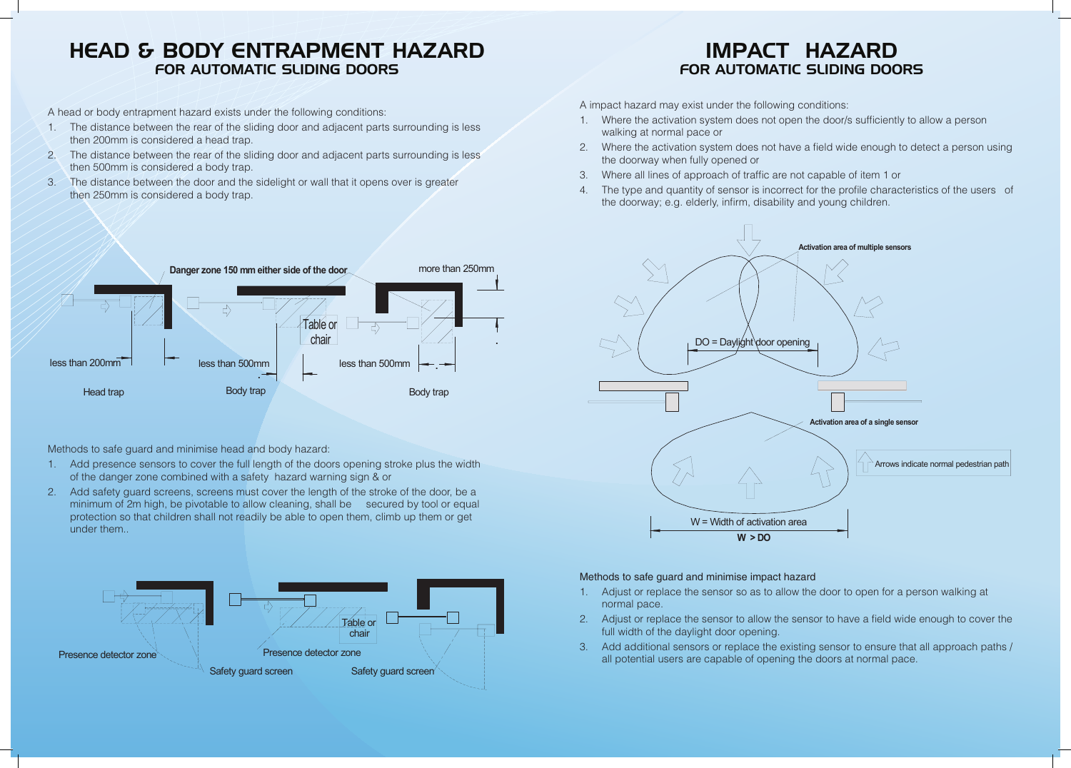# HEAD & BODY ENTRAPMENT HAZARD
## FOR AUTOMATIC SLIDING DOORS

A head or body entrapment hazard exists under the following conditions:

1. The distance between the rear of the sliding door and adjacent parts surrounding is less then 200mm is considered a head trap.
2. The distance between the rear of the sliding door and adjacent parts surrounding is less then 500mm is considered a body trap.
3. The distance between the door and the sidelight or wall that it opens over is greater then 250mm is considered a body trap.

Danger zone 150 mm either side of the door

more than 250mm

Table or chair

less than 200mm — Head trap

less than 500mm — Body trap

less than 500mm — Body trap

Methods to safe guard and minimise head and body hazard:

1. Add presence sensors to cover the full length of the doors opening stroke plus the width of the danger zone combined with a safety hazard warning sign & or
2. Add safety guard screens, screens must cover the length of the stroke of the door, be a minimum of 2m high, be pivotable to allow cleaning, shall be secured by tool or equal protection so that children shall not readily be able to open them, climb up them or get under them..

Presence detector zone

Safety guard screen

Presence detector zone

Table or chair

Safety guard screen

# IMPACT HAZARD
## FOR AUTOMATIC SLIDING DOORS

A impact hazard may exist under the following conditions:

1. Where the activation system does not open the door/s sufficiently to allow a person walking at normal pace or
2. Where the activation system does not have a field wide enough to detect a person using the doorway when fully opened or
3. Where all lines of approach of traffic are not capable of item 1 or
4. The type and quantity of sensor is incorrect for the profile characteristics of the users of the doorway; e.g. elderly, infirm, disability and young children.

Activation area of multiple sensors

DO = Daylight door opening

Activation area of a single sensor

Arrows indicate normal pedestrian path

W = Width of activation area

**W > DO**

Methods to safe guard and minimise impact hazard

1. Adjust or replace the sensor so as to allow the door to open for a person walking at normal pace.
2. Adjust or replace the sensor to allow the sensor to have a field wide enough to cover the full width of the daylight door opening.
3. Add additional sensors or replace the existing sensor to ensure that all approach paths / all potential users are capable of opening the doors at normal pace.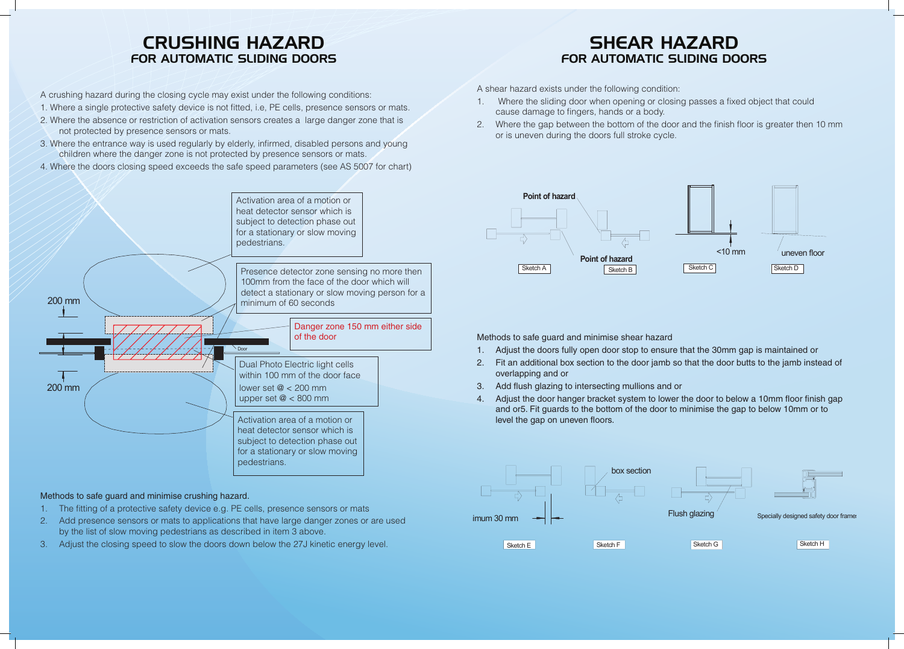# CRUSHING HAZARD

## FOR AUTOMATIC SLIDING DOORS

A crushing hazard during the closing cycle may exist under the following conditions:

1. Where a single protective safety device is not fitted, i.e, PE cells, presence sensors or mats.
2. Where the absence or restriction of activation sensors creates a large danger zone that is not protected by presence sensors or mats.
3. Where the entrance way is used regularly by elderly, infirmed, disabled persons and young children where the danger zone is not protected by presence sensors or mats.
4. Where the doors closing speed exceeds the safe speed parameters (see AS 5007 for chart)

Activation area of a motion or heat detector sensor which is subject to detection phase out for a stationary or slow moving pedestrians.

Presence detector zone sensing no more then 100mm from the face of the door which will detect a stationary or slow moving person for a minimum of 60 seconds

200 mm

Danger zone 150 mm either side of the door

Door

200 mm

Dual Photo Electric light cells within 100 mm of the door face

lower set @ < 200 mm

upper set @ < 800 mm

Activation area of a motion or heat detector sensor which is subject to detection phase out for a stationary or slow moving pedestrians.

Methods to safe guard and minimise crushing hazard.

1. The fitting of a protective safety device e.g. PE cells, presence sensors or mats
2. Add presence sensors or mats to applications that have large danger zones or are used by the list of slow moving pedestrians as described in item 3 above.
3. Adjust the closing speed to slow the doors down below the 27J kinetic energy level.

# SHEAR HAZARD

## FOR AUTOMATIC SLIDING DOORS

A shear hazard exists under the following condition:

1. Where the sliding door when opening or closing passes a fixed object that could cause damage to fingers, hands or a body.
2. Where the gap between the bottom of the door and the finish floor is greater then 10 mm or is uneven during the doors full stroke cycle.

Point of hazard

Point of hazard

<10 mm

uneven floor

Sketch A

Sketch B

Sketch C

Sketch D

Methods to safe guard and minimise shear hazard

1. Adjust the doors fully open door stop to ensure that the 30mm gap is maintained or
2. Fit an additional box section to the door jamb so that the door butts to the jamb instead of overlapping and or
3. Add flush glazing to intersecting mullions and or
4. Adjust the door hanger bracket system to lower the door to below a 10mm floor finish gap and or5. Fit guards to the bottom of the door to minimise the gap to below 10mm or to level the gap on uneven floors.

imum 30 mm

box section

Flush glazing

Specially designed safety door frame

Sketch E

Sketch F

Sketch G

Sketch H